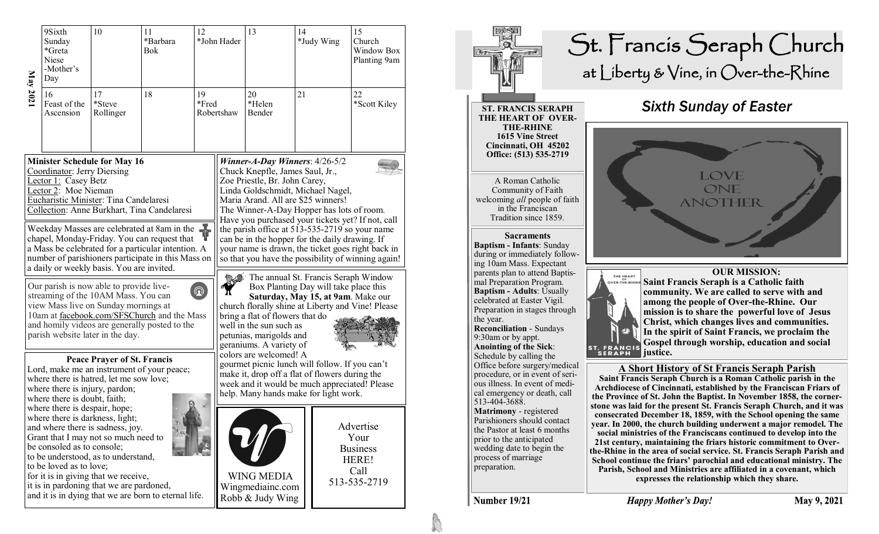**May 2021**

| 9 Sixth Sunday *Greta Niese -Mother's Day | 10 | 11 *Barbara Bok | 12 *John Hader | 13 | 14 *Judy Wing | 15 Church Window Box Planting 9am |
|---|---|---|---|---|---|---|
| 16 Feast of the Ascension | 17 *Steve Rollinger | 18 | 19 *Fred Robertshaw | 20 *Helen Bender | 21 | 22 *Scott Kiley |

**Minister Schedule for May 16**
Coordinator: Jerry Diersing
Lector 1: Casey Betz
Lector 2: Moe Nieman
Eucharistic Minister: Tina Candelaresi
Collection: Anne Burkhart, Tina Candelaresi

Weekday Masses are celebrated at 8am in the chapel, Monday-Friday. You can request that a Mass be celebrated for a particular intention. A number of parishioners participate in this Mass on a daily or weekly basis. You are invited.

Our parish is now able to provide live-streaming of the 10AM Mass. You can view Mass live on Sunday mornings at 10am at facebook.com/SFSChurch and the Mass and homily videos are generally posted to the parish website later in the day.

**Peace Prayer of St. Francis**

Lord, make me an instrument of your peace;
where there is hatred, let me sow love;
where there is injury, pardon;
where there is doubt, faith;
where there is despair, hope;
where there is darkness, light;
and where there is sadness, joy.
Grant that I may not so much need to be consoled as to console;
to be understood, as to understand,
to be loved as to love;
for it is in giving that we receive,
it is in pardoning that we are pardoned,
and it is in dying that we are born to eternal life.

***Winner-A-Day Winners***: 4/26-5/2
Chuck Knepfle, James Saul, Jr., Zoe Priestle, Br. John Carey, Linda Goldschmidt, Michael Nagel, Maria Arand. All are $25 winners!
The Winner-A-Day Hopper has lots of room. Have you purchased your tickets yet? If not, call the parish office at 513-535-2719 so your name can be in the hopper for the daily drawing. If your name is drawn, the ticket goes right back in so that you have the possibility of winning again!

The annual St. Francis Seraph Window Box Planting Day will take place this **Saturday, May 15, at 9am**. Make our church florally shine at Liberty and Vine! Please bring a flat of flowers that do well in the sun such as petunias, marigolds and geraniums. A variety of colors are welcomed! A gourmet picnic lunch will follow. If you can't make it, drop off a flat of flowers during the week and it would be much appreciated! Please help. Many hands make for light work.

WING MEDIA
Wingmediainc.com
Robb & Judy Wing

Advertise Your Business HERE! Call 513-535-2719

# St. Francis Seraph Church
## at Liberty & Vine, in Over-the-Rhine

**ST. FRANCIS SERAPH THE HEART OF OVER-THE-RHINE**
**1615 Vine Street**
**Cincinnati, OH 45202**
**Office: (513) 535-2719**

A Roman Catholic Community of Faith welcoming *all* people of faith in the Franciscan Tradition since 1859.

**Sacraments**

**Baptism - Infants**: Sunday during or immediately following 10am Mass. Expectant parents plan to attend Baptismal Preparation Program.
**Baptism - Adults**: Usually celebrated at Easter Vigil. Preparation in stages through the year.
**Reconciliation** - Sundays 9:30am or by appt.
**Anointing of the Sick**: Schedule by calling the Office before surgery/medical procedure, or in event of serious illness. In event of medical emergency or death, call 513-404-3688.
**Matrimony** - registered Parishioners should contact the Pastor at least 6 months prior to the anticipated wedding date to begin the process of marriage preparation.

## *Sixth Sunday of Easter*

LOVE ONE ANOTHER

**OUR MISSION:**
**Saint Francis Seraph is a Catholic faith community. We are called to serve with and among the people of Over-the-Rhine. Our mission is to share the powerful love of Jesus Christ, which changes lives and communities. In the spirit of Saint Francis, we proclaim the Gospel through worship, education and social justice.**

**A Short History of St Francis Seraph Parish**

**Saint Francis Seraph Church is a Roman Catholic parish in the Archdiocese of Cincinnati, established by the Franciscan Friars of the Province of St. John the Baptist. In November 1858, the cornerstone was laid for the present St. Francis Seraph Church, and it was consecrated December 18, 1859, with the School opening the same year. In 2000, the church building underwent a major remodel. The social ministries of the Franciscans continued to develop into the 21st century, maintaining the friars historic commitment to Over-the-Rhine in the area of social service. St. Francis Seraph Parish and School continue the friars' parochial and educational ministry. The Parish, School and Ministries are affiliated in a covenant, which expresses the relationship which they share.**

**Number 19/21** — ***Happy Mother's Day!*** — **May 9, 2021**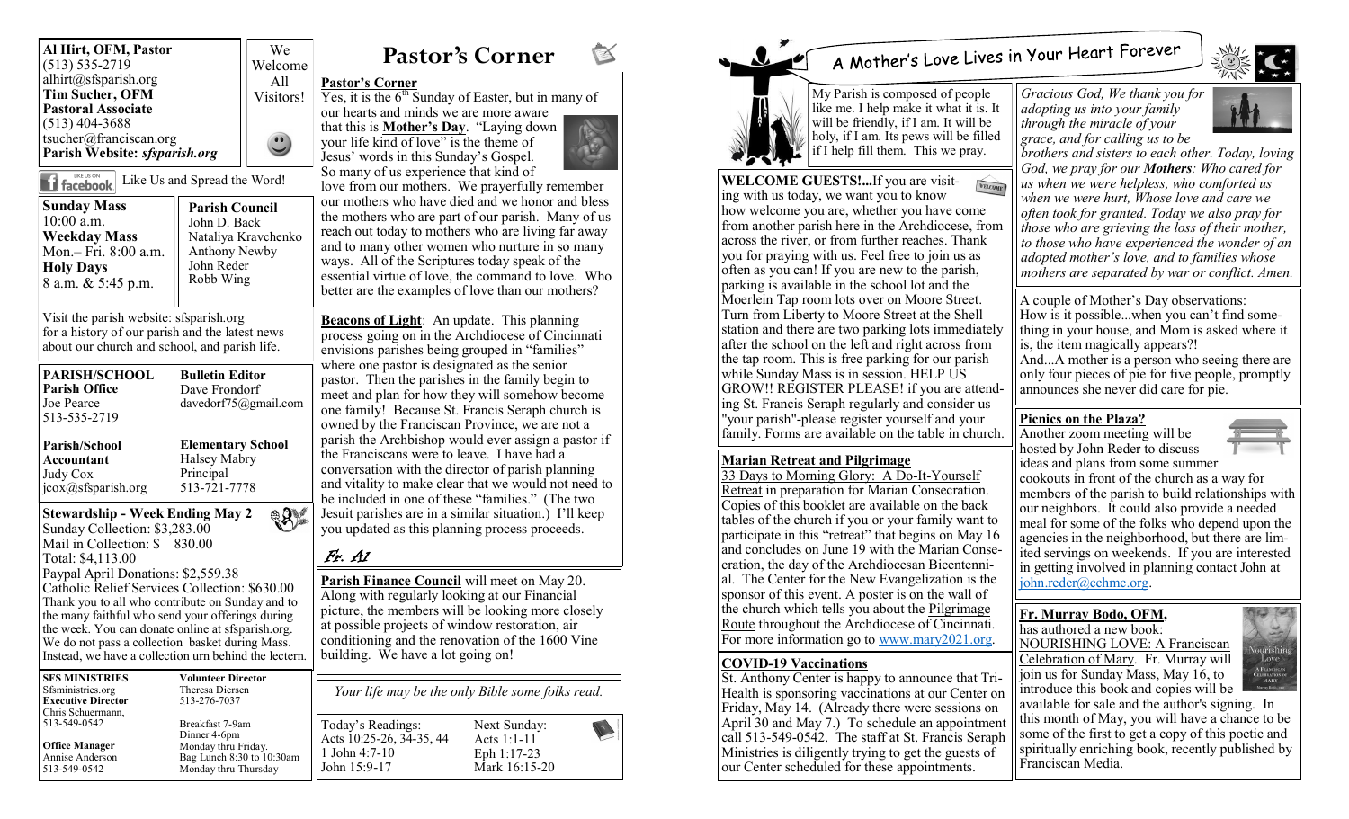**Al Hirt, OFM, Pastor**
(513) 535-2719
alhirt@sfsparish.org
**Tim Sucher, OFM**
**Pastoral Associate**
(513) 404-3688
tsucher@franciscan.org
**Parish Website:** ***sfsparish.org***

We Welcome All Visitors!

Like Us and Spread the Word!

**Sunday Mass**
10:00 a.m.
**Weekday Mass**
Mon.– Fri. 8:00 a.m.
**Holy Days**
8 a.m. & 5:45 p.m.

**Parish Council**
John D. Back
Nataliya Kravchenko
Anthony Newby
John Reder
Robb Wing

Visit the parish website: sfsparish.org for a history of our parish and the latest news about our church and school, and parish life.

**PARISH/SCHOOL**
**Parish Office**
Joe Pearce
513-535-2719

**Bulletin Editor**
Dave Frondorf
davedorf75@gmail.com

**Parish/School Accountant**
Judy Cox
jcox@sfsparish.org

**Elementary School**
Halsey Mabry
Principal
513-721-7778

**Stewardship - Week Ending May 2**
Sunday Collection: $3,283.00
Mail in Collection: $ 830.00
Total: $4,113.00
Paypal April Donations: $2,559.38
Catholic Relief Services Collection: $630.00
Thank you to all who contribute on Sunday and to the many faithful who send your offerings during the week. You can donate online at sfsparish.org. We do not pass a collection basket during Mass. Instead, we have a collection urn behind the lectern.

**SFS MINISTRIES**
Sfsministries.org
**Executive Director**
Chris Schuermann,
513-549-0542

**Office Manager**
Annise Anderson
513-549-0542

**Volunteer Director**
Theresa Diersen
513-276-7037

Breakfast 7-9am
Dinner 4-6pm
Monday thru Friday.
Bag Lunch 8:30 to 10:30am
Monday thru Thursday

# Pastor's Corner

**Pastor's Corner**
Yes, it is the 6th Sunday of Easter, but in many of our hearts and minds we are more aware that this is **Mother's Day**. "Laying down your life kind of love" is the theme of Jesus' words in this Sunday's Gospel. So many of us experience that kind of love from our mothers. We prayerfully remember our mothers who have died and we honor and bless the mothers who are part of our parish. Many of us reach out today to mothers who are living far away and to many other women who nurture in so many ways. All of the Scriptures today speak of the essential virtue of love, the command to love. Who better are the examples of love than our mothers?

**Beacons of Light**: An update. This planning process going on in the Archdiocese of Cincinnati envisions parishes being grouped in "families" where one pastor is designated as the senior pastor. Then the parishes in the family begin to meet and plan for how they will somehow become one family! Because St. Francis Seraph church is owned by the Franciscan Province, we are not a parish the Archbishop would ever assign a pastor if the Franciscans were to leave. I have had a conversation with the director of parish planning and vitality to make clear that we would not need to be included in one of these "families." (The two Jesuit parishes are in a similar situation.) I'll keep you updated as this planning process proceeds.

*Fr. Al*

**Parish Finance Council** will meet on May 20. Along with regularly looking at our Financial picture, the members will be looking more closely at possible projects of window restoration, air conditioning and the renovation of the 1600 Vine building. We have a lot going on!

*Your life may be the only Bible some folks read.*

| Today's Readings: | Next Sunday: |
|---|---|
| Acts 10:25-26, 34-35, 44 | Acts 1:1-11 |
| 1 John 4:7-10 | Eph 1:17-23 |
| John 15:9-17 | Mark 16:15-20 |

## A Mother's Love Lives in Your Heart Forever

My Parish is composed of people like me. I help make it what it is. It will be friendly, if I am. It will be holy, if I am. Its pews will be filled if I help fill them. This we pray.

**WELCOME GUESTS!...**If you are visiting with us today, we want you to know how welcome you are here, whether you have come from another parish here in the Archdiocese, from across the river, or from further reaches. Thank you for praying with us. Feel free to join us as often as you can! If you are new to the parish, parking is available in the school lot and the Moerlein Tap room lots over on Moore Street. Turn from Liberty to Moore Street at the Shell station and there are two parking lots immediately after the school on the left and right across from the tap room. This is free parking for our parish while Sunday Mass is in session. HELP US GROW!! REGISTER PLEASE! if you are attending St. Francis Seraph regularly and consider us "your parish"-please register yourself and your family. Forms are available on the table in church.

**Marian Retreat and Pilgrimage**
33 Days to Morning Glory: A Do-It-Yourself Retreat in preparation for Marian Consecration. Copies of this booklet are available on the back tables of the church if you or your family want to participate in this "retreat" that begins on May 16 and concludes on June 19 with the Marian Consecration, the day of the Archdiocesan Bicentennial. The Center for the New Evangelization is the sponsor of this event. A poster is on the wall of the church which tells you about the Pilgrimage Route throughout the Archdiocese of Cincinnati. For more information go to www.mary2021.org.

**COVID-19 Vaccinations**
St. Anthony Center is happy to announce that Tri-Health is sponsoring vaccinations at our Center on Friday, May 14. (Already there were sessions on April 30 and May 7.) To schedule an appointment call 513-549-0542. The staff at St. Francis Seraph Ministries is diligently trying to get the guests of our Center scheduled for these appointments.

*Gracious God, We thank you for adopting us into your family through the miracle of your grace, and for calling us to be brothers and sisters to each other. Today, loving God, we pray for our* ***Mothers****: Who cared for us when we were helpless, who comforted us when we were hurt, Whose love and care we often took for granted. Today we also pray for those who are grieving the loss of their mother, to those who have experienced the wonder of an adopted mother's love, and to families whose mothers are separated by war or conflict. Amen.*

A couple of Mother's Day observations:
How is it possible...when you can't find something in your house, and Mom is asked where it is, the item magically appears?!
And...A mother is a person who seeing there are only four pieces of pie for five people, promptly announces she never did care for pie.

**Picnics on the Plaza?**
Another zoom meeting will be hosted by John Reder to discuss ideas and plans from some summer cookouts in front of the church as a way for members of the parish to build relationships with our neighbors. It could also provide a needed meal for some of the folks who depend upon the agencies in the neighborhood, but there are limited servings on weekends. If you are interested in getting involved in planning contact John at john.reder@cchmc.org.

**Fr. Murray Bodo, OFM,**
has authored a new book: NOURISHING LOVE: A Franciscan Celebration of Mary. Fr. Murray will join us for Sunday Mass, May 16, to introduce this book and copies will be available for sale and the author's signing. In this month of May, you will have a chance to be some of the first to get a copy of this poetic and spiritually enriching book, recently published by Franciscan Media.